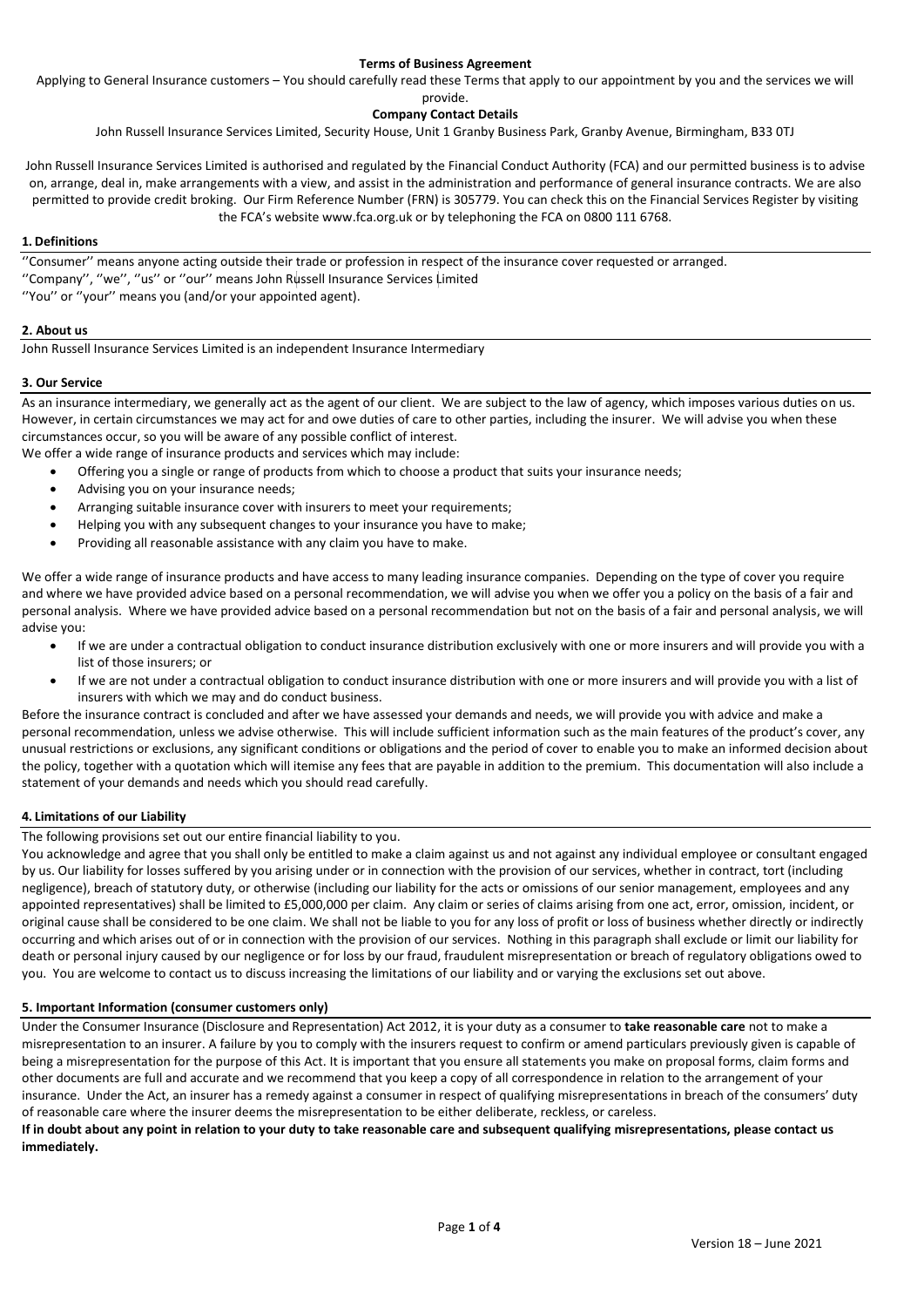**Terms of Business Agreement**

Applying to General Insurance customers – You should carefully read these Terms that apply to our appointment by you and the services we will provide.

**Company Contact Details**

John Russell Insurance Services Limited, Security House, Unit 1 Granby Business Park, Granby Avenue, Birmingham, B33 0TJ

John Russell Insurance Services Limited is authorised and regulated by the Financial Conduct Authority (FCA) and our permitted business is to advise on, arrange, deal in, make arrangements with a view, and assist in the administration and performance of general insurance contracts. We are also permitted to provide credit broking. Our Firm Reference Number (FRN) is 305779. You can check this on the Financial Services Register by visiting the FCA's website www.fca.org.uk or by telephoning the FCA on 0800 111 6768.

## 1. Definitions

''Consumer'' means anyone acting outside their trade or profession in respect of the insurance cover requested or arranged.
''Company'', ''we'', ''us'' or ''our'' means John Russell Insurance Services Limited
''You'' or ''your'' means you (and/or your appointed agent).

## 2. About us

John Russell Insurance Services Limited is an independent Insurance Intermediary

## 3. Our Service

As an insurance intermediary, we generally act as the agent of our client. We are subject to the law of agency, which imposes various duties on us. However, in certain circumstances we may act for and owe duties of care to other parties, including the insurer. We will advise you when these circumstances occur, so you will be aware of any possible conflict of interest.

We offer a wide range of insurance products and services which may include:

- Offering you a single or range of products from which to choose a product that suits your insurance needs;
- Advising you on your insurance needs;
- Arranging suitable insurance cover with insurers to meet your requirements;
- Helping you with any subsequent changes to your insurance you have to make;
- Providing all reasonable assistance with any claim you have to make.

We offer a wide range of insurance products and have access to many leading insurance companies. Depending on the type of cover you require and where we have provided advice based on a personal recommendation, we will advise you when we offer you a policy on the basis of a fair and personal analysis. Where we have provided advice based on a personal recommendation but not on the basis of a fair and personal analysis, we will advise you:

- If we are under a contractual obligation to conduct insurance distribution exclusively with one or more insurers and will provide you with a list of those insurers; or
- If we are not under a contractual obligation to conduct insurance distribution with one or more insurers and will provide you with a list of insurers with which we may and do conduct business.

Before the insurance contract is concluded and after we have assessed your demands and needs, we will provide you with advice and make a personal recommendation, unless we advise otherwise. This will include sufficient information such as the main features of the product's cover, any unusual restrictions or exclusions, any significant conditions or obligations and the period of cover to enable you to make an informed decision about the policy, together with a quotation which will itemise any fees that are payable in addition to the premium. This documentation will also include a statement of your demands and needs which you should read carefully.

## 4. Limitations of our Liability

The following provisions set out our entire financial liability to you.

You acknowledge and agree that you shall only be entitled to make a claim against us and not against any individual employee or consultant engaged by us. Our liability for losses suffered by you arising under or in connection with the provision of our services, whether in contract, tort (including negligence), breach of statutory duty, or otherwise (including our liability for the acts or omissions of our senior management, employees and any appointed representatives) shall be limited to £5,000,000 per claim. Any claim or series of claims arising from one act, error, omission, incident, or original cause shall be considered to be one claim. We shall not be liable to you for any loss of profit or loss of business whether directly or indirectly occurring and which arises out of or in connection with the provision of our services. Nothing in this paragraph shall exclude or limit our liability for death or personal injury caused by our negligence or for loss by our fraud, fraudulent misrepresentation or breach of regulatory obligations owed to you. You are welcome to contact us to discuss increasing the limitations of our liability and or varying the exclusions set out above.

## 5. Important Information (consumer customers only)

Under the Consumer Insurance (Disclosure and Representation) Act 2012, it is your duty as a consumer to **take reasonable care** not to make a misrepresentation to an insurer. A failure by you to comply with the insurers request to confirm or amend particulars previously given is capable of being a misrepresentation for the purpose of this Act. It is important that you ensure all statements you make on proposal forms, claim forms and other documents are full and accurate and we recommend that you keep a copy of all correspondence in relation to the arrangement of your insurance. Under the Act, an insurer has a remedy against a consumer in respect of qualifying misrepresentations in breach of the consumers' duty of reasonable care where the insurer deems the misrepresentation to be either deliberate, reckless, or careless.

**If in doubt about any point in relation to your duty to take reasonable care and subsequent qualifying misrepresentations, please contact us immediately.**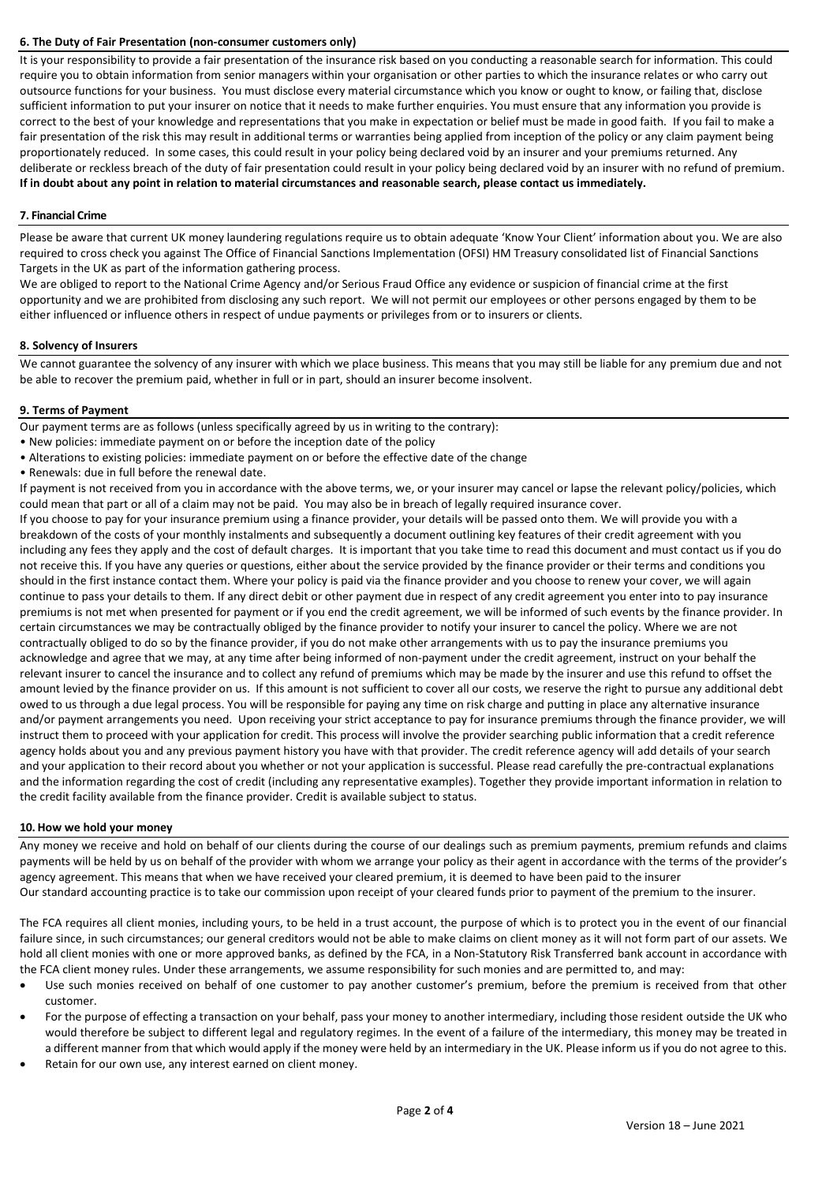### 6. The Duty of Fair Presentation (non-consumer customers only)

It is your responsibility to provide a fair presentation of the insurance risk based on you conducting a reasonable search for information. This could require you to obtain information from senior managers within your organisation or other parties to which the insurance relates or who carry out outsource functions for your business. You must disclose every material circumstance which you know or ought to know, or failing that, disclose sufficient information to put your insurer on notice that it needs to make further enquiries. You must ensure that any information you provide is correct to the best of your knowledge and representations that you make in expectation or belief must be made in good faith. If you fail to make a fair presentation of the risk this may result in additional terms or warranties being applied from inception of the policy or any claim payment being proportionately reduced. In some cases, this could result in your policy being declared void by an insurer and your premiums returned. Any deliberate or reckless breach of the duty of fair presentation could result in your policy being declared void by an insurer with no refund of premium. **If in doubt about any point in relation to material circumstances and reasonable search, please contact us immediately.**

### 7. Financial Crime

Please be aware that current UK money laundering regulations require us to obtain adequate 'Know Your Client' information about you. We are also required to cross check you against The Office of Financial Sanctions Implementation (OFSI) HM Treasury consolidated list of Financial Sanctions Targets in the UK as part of the information gathering process.

We are obliged to report to the National Crime Agency and/or Serious Fraud Office any evidence or suspicion of financial crime at the first opportunity and we are prohibited from disclosing any such report. We will not permit our employees or other persons engaged by them to be either influenced or influence others in respect of undue payments or privileges from or to insurers or clients.

### 8. Solvency of Insurers

We cannot guarantee the solvency of any insurer with which we place business. This means that you may still be liable for any premium due and not be able to recover the premium paid, whether in full or in part, should an insurer become insolvent.

### 9. Terms of Payment

Our payment terms are as follows (unless specifically agreed by us in writing to the contrary):

- New policies: immediate payment on or before the inception date of the policy
- Alterations to existing policies: immediate payment on or before the effective date of the change
- Renewals: due in full before the renewal date.

If payment is not received from you in accordance with the above terms, we, or your insurer may cancel or lapse the relevant policy/policies, which could mean that part or all of a claim may not be paid. You may also be in breach of legally required insurance cover.

If you choose to pay for your insurance premium using a finance provider, your details will be passed onto them. We will provide you with a breakdown of the costs of your monthly instalments and subsequently a document outlining key features of their credit agreement with you including any fees they apply and the cost of default charges. It is important that you take time to read this document and must contact us if you do not receive this. If you have any queries or questions, either about the service provided by the finance provider or their terms and conditions you should in the first instance contact them. Where your policy is paid via the finance provider and you choose to renew your cover, we will again continue to pass your details to them. If any direct debit or other payment due in respect of any credit agreement you enter into to pay insurance premiums is not met when presented for payment or if you end the credit agreement, we will be informed of such events by the finance provider. In certain circumstances we may be contractually obliged by the finance provider to notify your insurer to cancel the policy. Where we are not contractually obliged to do so by the finance provider, if you do not make other arrangements with us to pay the insurance premiums you acknowledge and agree that we may, at any time after being informed of non-payment under the credit agreement, instruct on your behalf the relevant insurer to cancel the insurance and to collect any refund of premiums which may be made by the insurer and use this refund to offset the amount levied by the finance provider on us. If this amount is not sufficient to cover all our costs, we reserve the right to pursue any additional debt owed to us through a due legal process. You will be responsible for paying any time on risk charge and putting in place any alternative insurance and/or payment arrangements you need. Upon receiving your strict acceptance to pay for insurance premiums through the finance provider, we will instruct them to proceed with your application for credit. This process will involve the provider searching public information that a credit reference agency holds about you and any previous payment history you have with that provider. The credit reference agency will add details of your search and your application to their record about you whether or not your application is successful. Please read carefully the pre-contractual explanations and the information regarding the cost of credit (including any representative examples). Together they provide important information in relation to the credit facility available from the finance provider. Credit is available subject to status.

### 10. How we hold your money

Any money we receive and hold on behalf of our clients during the course of our dealings such as premium payments, premium refunds and claims payments will be held by us on behalf of the provider with whom we arrange your policy as their agent in accordance with the terms of the provider's agency agreement. This means that when we have received your cleared premium, it is deemed to have been paid to the insurer

Our standard accounting practice is to take our commission upon receipt of your cleared funds prior to payment of the premium to the insurer.

The FCA requires all client monies, including yours, to be held in a trust account, the purpose of which is to protect you in the event of our financial failure since, in such circumstances; our general creditors would not be able to make claims on client money as it will not form part of our assets. We hold all client monies with one or more approved banks, as defined by the FCA, in a Non-Statutory Risk Transferred bank account in accordance with the FCA client money rules. Under these arrangements, we assume responsibility for such monies and are permitted to, and may:

- Use such monies received on behalf of one customer to pay another customer's premium, before the premium is received from that other customer.
- For the purpose of effecting a transaction on your behalf, pass your money to another intermediary, including those resident outside the UK who would therefore be subject to different legal and regulatory regimes. In the event of a failure of the intermediary, this money may be treated in a different manner from that which would apply if the money were held by an intermediary in the UK. Please inform us if you do not agree to this.
- Retain for our own use, any interest earned on client money.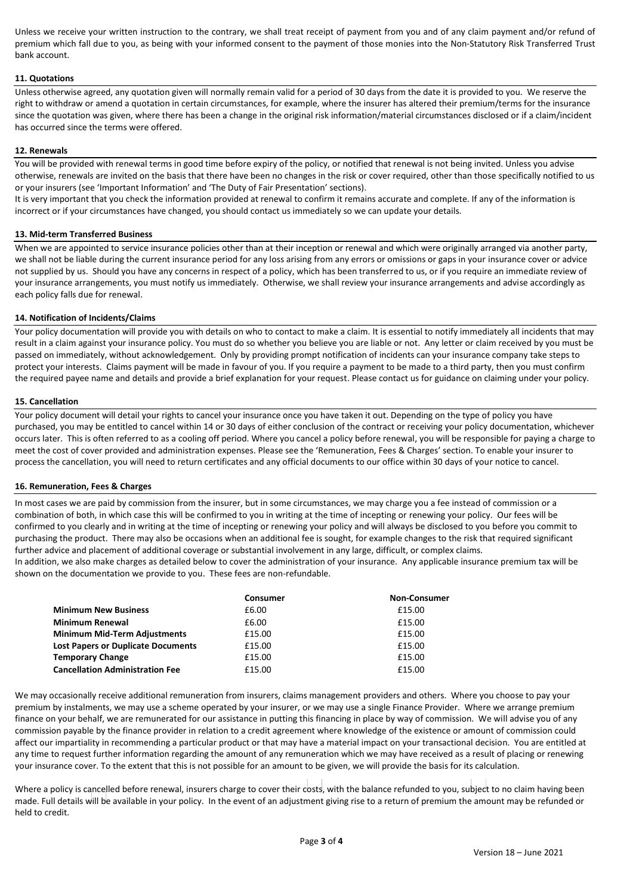Unless we receive your written instruction to the contrary, we shall treat receipt of payment from you and of any claim payment and/or refund of premium which fall due to you, as being with your informed consent to the payment of those monies into the Non-Statutory Risk Transferred Trust bank account.

### 11. Quotations

Unless otherwise agreed, any quotation given will normally remain valid for a period of 30 days from the date it is provided to you. We reserve the right to withdraw or amend a quotation in certain circumstances, for example, where the insurer has altered their premium/terms for the insurance since the quotation was given, where there has been a change in the original risk information/material circumstances disclosed or if a claim/incident has occurred since the terms were offered.

### 12. Renewals

You will be provided with renewal terms in good time before expiry of the policy, or notified that renewal is not being invited. Unless you advise otherwise, renewals are invited on the basis that there have been no changes in the risk or cover required, other than those specifically notified to us or your insurers (see 'Important Information' and 'The Duty of Fair Presentation' sections).

It is very important that you check the information provided at renewal to confirm it remains accurate and complete. If any of the information is incorrect or if your circumstances have changed, you should contact us immediately so we can update your details.

### 13. Mid-term Transferred Business

When we are appointed to service insurance policies other than at their inception or renewal and which were originally arranged via another party, we shall not be liable during the current insurance period for any loss arising from any errors or omissions or gaps in your insurance cover or advice not supplied by us. Should you have any concerns in respect of a policy, which has been transferred to us, or if you require an immediate review of your insurance arrangements, you must notify us immediately. Otherwise, we shall review your insurance arrangements and advise accordingly as each policy falls due for renewal.

### 14. Notification of Incidents/Claims

Your policy documentation will provide you with details on who to contact to make a claim. It is essential to notify immediately all incidents that may result in a claim against your insurance policy. You must do so whether you believe you are liable or not. Any letter or claim received by you must be passed on immediately, without acknowledgement. Only by providing prompt notification of incidents can your insurance company take steps to protect your interests. Claims payment will be made in favour of you. If you require a payment to be made to a third party, then you must confirm the required payee name and details and provide a brief explanation for your request. Please contact us for guidance on claiming under your policy.

### 15. Cancellation

Your policy document will detail your rights to cancel your insurance once you have taken it out. Depending on the type of policy you have purchased, you may be entitled to cancel within 14 or 30 days of either conclusion of the contract or receiving your policy documentation, whichever occurs later. This is often referred to as a cooling off period. Where you cancel a policy before renewal, you will be responsible for paying a charge to meet the cost of cover provided and administration expenses. Please see the 'Remuneration, Fees & Charges' section. To enable your insurer to process the cancellation, you will need to return certificates and any official documents to our office within 30 days of your notice to cancel.

### 16. Remuneration, Fees & Charges

In most cases we are paid by commission from the insurer, but in some circumstances, we may charge you a fee instead of commission or a combination of both, in which case this will be confirmed to you in writing at the time of incepting or renewing your policy. Our fees will be confirmed to you clearly and in writing at the time of incepting or renewing your policy and will always be disclosed to you before you commit to purchasing the product. There may also be occasions when an additional fee is sought, for example changes to the risk that required significant further advice and placement of additional coverage or substantial involvement in any large, difficult, or complex claims.

In addition, we also make charges as detailed below to cover the administration of your insurance. Any applicable insurance premium tax will be shown on the documentation we provide to you. These fees are non-refundable.

| | Consumer | Non-Consumer |
|---|---|---|
| **Minimum New Business** | £6.00 | £15.00 |
| **Minimum Renewal** | £6.00 | £15.00 |
| **Minimum Mid-Term Adjustments** | £15.00 | £15.00 |
| **Lost Papers or Duplicate Documents** | £15.00 | £15.00 |
| **Temporary Change** | £15.00 | £15.00 |
| **Cancellation Administration Fee** | £15.00 | £15.00 |

We may occasionally receive additional remuneration from insurers, claims management providers and others. Where you choose to pay your premium by instalments, we may use a scheme operated by your insurer, or we may use a single Finance Provider. Where we arrange premium finance on your behalf, we are remunerated for our assistance in putting this financing in place by way of commission. We will advise you of any commission payable by the finance provider in relation to a credit agreement where knowledge of the existence or amount of commission could affect our impartiality in recommending a particular product or that may have a material impact on your transactional decision. You are entitled at any time to request further information regarding the amount of any remuneration which we may have received as a result of placing or renewing your insurance cover. To the extent that this is not possible for an amount to be given, we will provide the basis for its calculation.

Where a policy is cancelled before renewal, insurers charge to cover their costs, with the balance refunded to you, subject to no claim having been made. Full details will be available in your policy. In the event of an adjustment giving rise to a return of premium the amount may be refunded or held to credit.

Version 18 – June 2021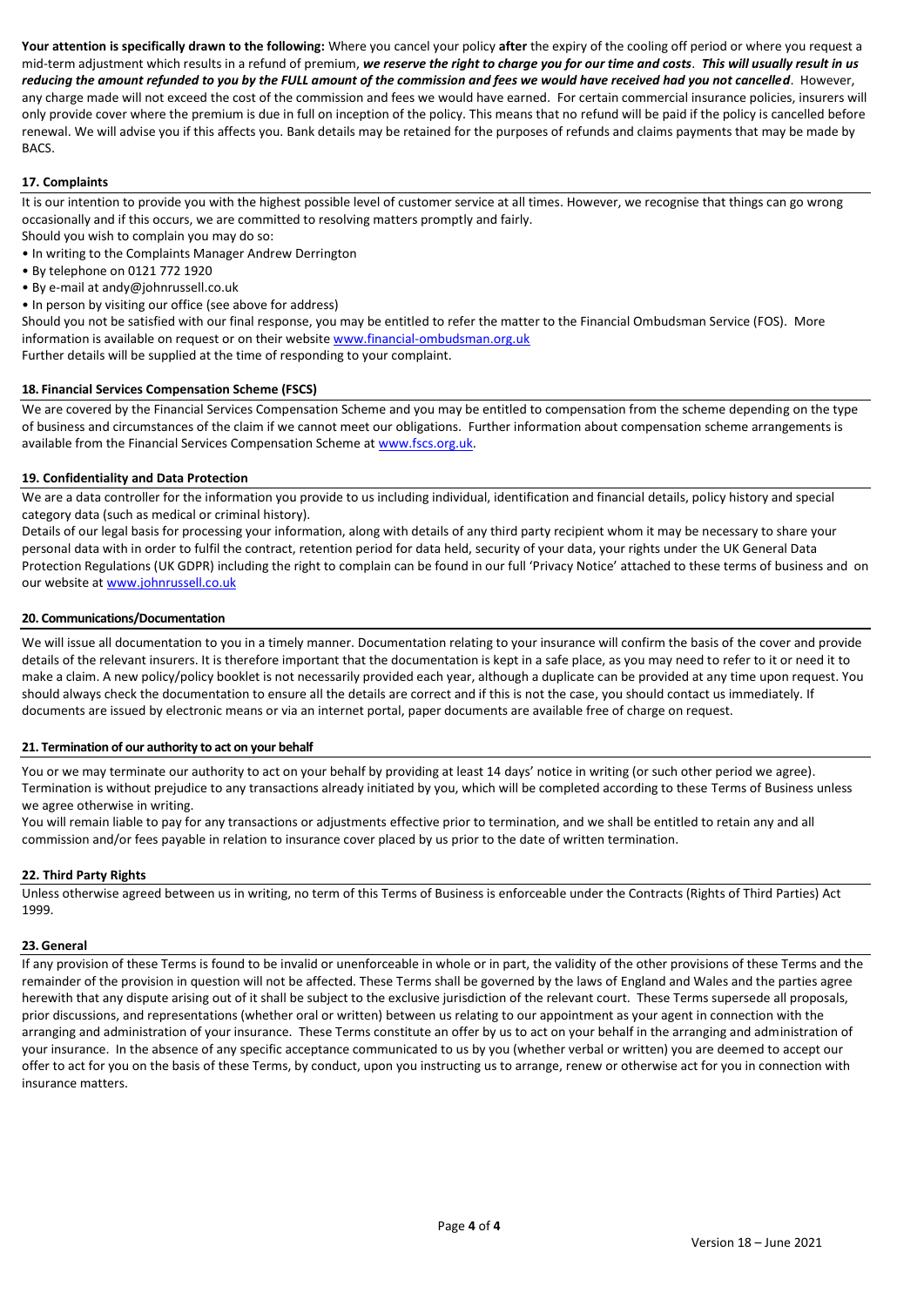**Your attention is specifically drawn to the following:** Where you cancel your policy **after** the expiry of the cooling off period or where you request a mid-term adjustment which results in a refund of premium, ***we reserve the right to charge you for our time and costs***. ***This will usually result in us reducing the amount refunded to you by the FULL amount of the commission and fees we would have received had you not cancelled***. However, any charge made will not exceed the cost of the commission and fees we would have earned. For certain commercial insurance policies, insurers will only provide cover where the premium is due in full on inception of the policy. This means that no refund will be paid if the policy is cancelled before renewal. We will advise you if this affects you. Bank details may be retained for the purposes of refunds and claims payments that may be made by BACS.

### 17. Complaints

It is our intention to provide you with the highest possible level of customer service at all times. However, we recognise that things can go wrong occasionally and if this occurs, we are committed to resolving matters promptly and fairly.

Should you wish to complain you may do so:

- In writing to the Complaints Manager Andrew Derrington
- By telephone on 0121 772 1920
- By e-mail at andy@johnrussell.co.uk
- In person by visiting our office (see above for address)

Should you not be satisfied with our final response, you may be entitled to refer the matter to the Financial Ombudsman Service (FOS). More information is available on request or on their website www.financial-ombudsman.org.uk

Further details will be supplied at the time of responding to your complaint.

### 18. Financial Services Compensation Scheme (FSCS)

We are covered by the Financial Services Compensation Scheme and you may be entitled to compensation from the scheme depending on the type of business and circumstances of the claim if we cannot meet our obligations. Further information about compensation scheme arrangements is available from the Financial Services Compensation Scheme at www.fscs.org.uk.

### 19. Confidentiality and Data Protection

We are a data controller for the information you provide to us including individual, identification and financial details, policy history and special category data (such as medical or criminal history).

Details of our legal basis for processing your information, along with details of any third party recipient whom it may be necessary to share your personal data with in order to fulfil the contract, retention period for data held, security of your data, your rights under the UK General Data Protection Regulations (UK GDPR) including the right to complain can be found in our full 'Privacy Notice' attached to these terms of business and on our website at www.johnrussell.co.uk

### 20. Communications/Documentation

We will issue all documentation to you in a timely manner. Documentation relating to your insurance will confirm the basis of the cover and provide details of the relevant insurers. It is therefore important that the documentation is kept in a safe place, as you may need to refer to it or need it to make a claim. A new policy/policy booklet is not necessarily provided each year, although a duplicate can be provided at any time upon request. You should always check the documentation to ensure all the details are correct and if this is not the case, you should contact us immediately. If documents are issued by electronic means or via an internet portal, paper documents are available free of charge on request.

### 21. Termination of our authority to act on your behalf

You or we may terminate our authority to act on your behalf by providing at least 14 days' notice in writing (or such other period we agree). Termination is without prejudice to any transactions already initiated by you, which will be completed according to these Terms of Business unless we agree otherwise in writing.

You will remain liable to pay for any transactions or adjustments effective prior to termination, and we shall be entitled to retain any and all commission and/or fees payable in relation to insurance cover placed by us prior to the date of written termination.

### 22. Third Party Rights

Unless otherwise agreed between us in writing, no term of this Terms of Business is enforceable under the Contracts (Rights of Third Parties) Act 1999.

### 23. General

If any provision of these Terms is found to be invalid or unenforceable in whole or in part, the validity of the other provisions of these Terms and the remainder of the provision in question will not be affected. These Terms shall be governed by the laws of England and Wales and the parties agree herewith that any dispute arising out of it shall be subject to the exclusive jurisdiction of the relevant court. These Terms supersede all proposals, prior discussions, and representations (whether oral or written) between us relating to our appointment as your agent in connection with the arranging and administration of your insurance. These Terms constitute an offer by us to act on your behalf in the arranging and administration of your insurance. In the absence of any specific acceptance communicated to us by you (whether verbal or written) you are deemed to accept our offer to act for you on the basis of these Terms, by conduct, upon you instructing us to arrange, renew or otherwise act for you in connection with insurance matters.

Version 18 – June 2021